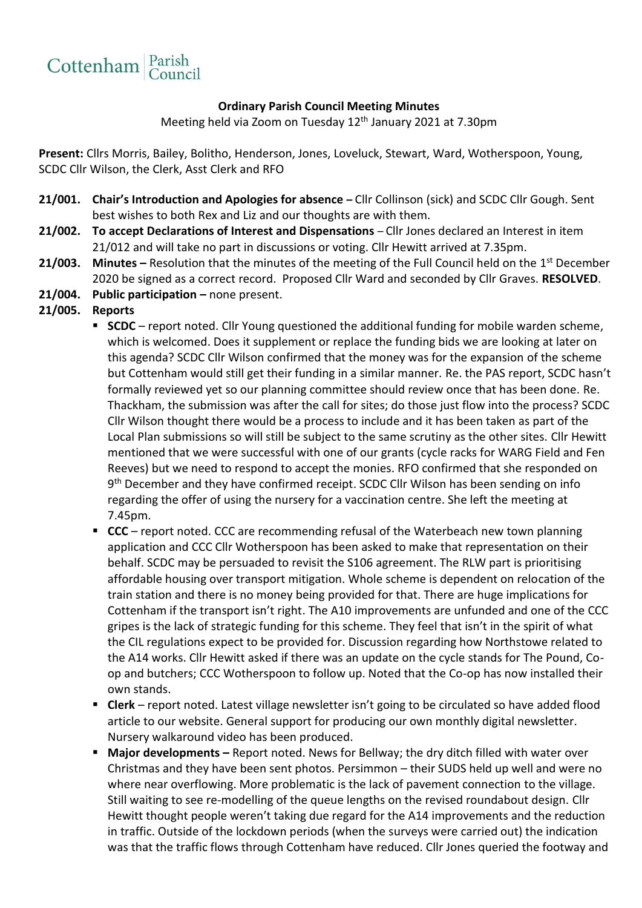Cottenham | Parish Council

**Ordinary Parish Council Meeting Minutes**

Meeting held via Zoom on Tuesday 12th January 2021 at 7.30pm

**Present:** Cllrs Morris, Bailey, Bolitho, Henderson, Jones, Loveluck, Stewart, Ward, Wotherspoon, Young, SCDC Cllr Wilson, the Clerk, Asst Clerk and RFO

**21/001. Chair's Introduction and Apologies for absence –** Cllr Collinson (sick) and SCDC Cllr Gough. Sent best wishes to both Rex and Liz and our thoughts are with them.

**21/002. To accept Declarations of Interest and Dispensations** – Cllr Jones declared an Interest in item 21/012 and will take no part in discussions or voting. Cllr Hewitt arrived at 7.35pm.

**21/003. Minutes –** Resolution that the minutes of the meeting of the Full Council held on the 1st December 2020 be signed as a correct record. Proposed Cllr Ward and seconded by Cllr Graves. **RESOLVED**.

**21/004. Public participation –** none present.

**21/005. Reports**

- **SCDC** – report noted. Cllr Young questioned the additional funding for mobile warden scheme, which is welcomed. Does it supplement or replace the funding bids we are looking at later on this agenda? SCDC Cllr Wilson confirmed that the money was for the expansion of the scheme but Cottenham would still get their funding in a similar manner. Re. the PAS report, SCDC hasn't formally reviewed yet so our planning committee should review once that has been done. Re. Thackham, the submission was after the call for sites; do those just flow into the process? SCDC Cllr Wilson thought there would be a process to include and it has been taken as part of the Local Plan submissions so will still be subject to the same scrutiny as the other sites. Cllr Hewitt mentioned that we were successful with one of our grants (cycle racks for WARG Field and Fen Reeves) but we need to respond to accept the monies. RFO confirmed that she responded on 9th December and they have confirmed receipt. SCDC Cllr Wilson has been sending on info regarding the offer of using the nursery for a vaccination centre. She left the meeting at 7.45pm.
- **CCC** – report noted. CCC are recommending refusal of the Waterbeach new town planning application and CCC Cllr Wotherspoon has been asked to make that representation on their behalf. SCDC may be persuaded to revisit the S106 agreement. The RLW part is prioritising affordable housing over transport mitigation. Whole scheme is dependent on relocation of the train station and there is no money being provided for that. There are huge implications for Cottenham if the transport isn't right. The A10 improvements are unfunded and one of the CCC gripes is the lack of strategic funding for this scheme. They feel that isn't in the spirit of what the CIL regulations expect to be provided for. Discussion regarding how Northstowe related to the A14 works. Cllr Hewitt asked if there was an update on the cycle stands for The Pound, Co-op and butchers; CCC Wotherspoon to follow up. Noted that the Co-op has now installed their own stands.
- **Clerk** – report noted. Latest village newsletter isn't going to be circulated so have added flood article to our website. General support for producing our own monthly digital newsletter. Nursery walkaround video has been produced.
- **Major developments –** Report noted. News for Bellway; the dry ditch filled with water over Christmas and they have been sent photos. Persimmon – their SUDS held up well and were no where near overflowing. More problematic is the lack of pavement connection to the village. Still waiting to see re-modelling of the queue lengths on the revised roundabout design. Cllr Hewitt thought people weren't taking due regard for the A14 improvements and the reduction in traffic. Outside of the lockdown periods (when the surveys were carried out) the indication was that the traffic flows through Cottenham have reduced. Cllr Jones queried the footway and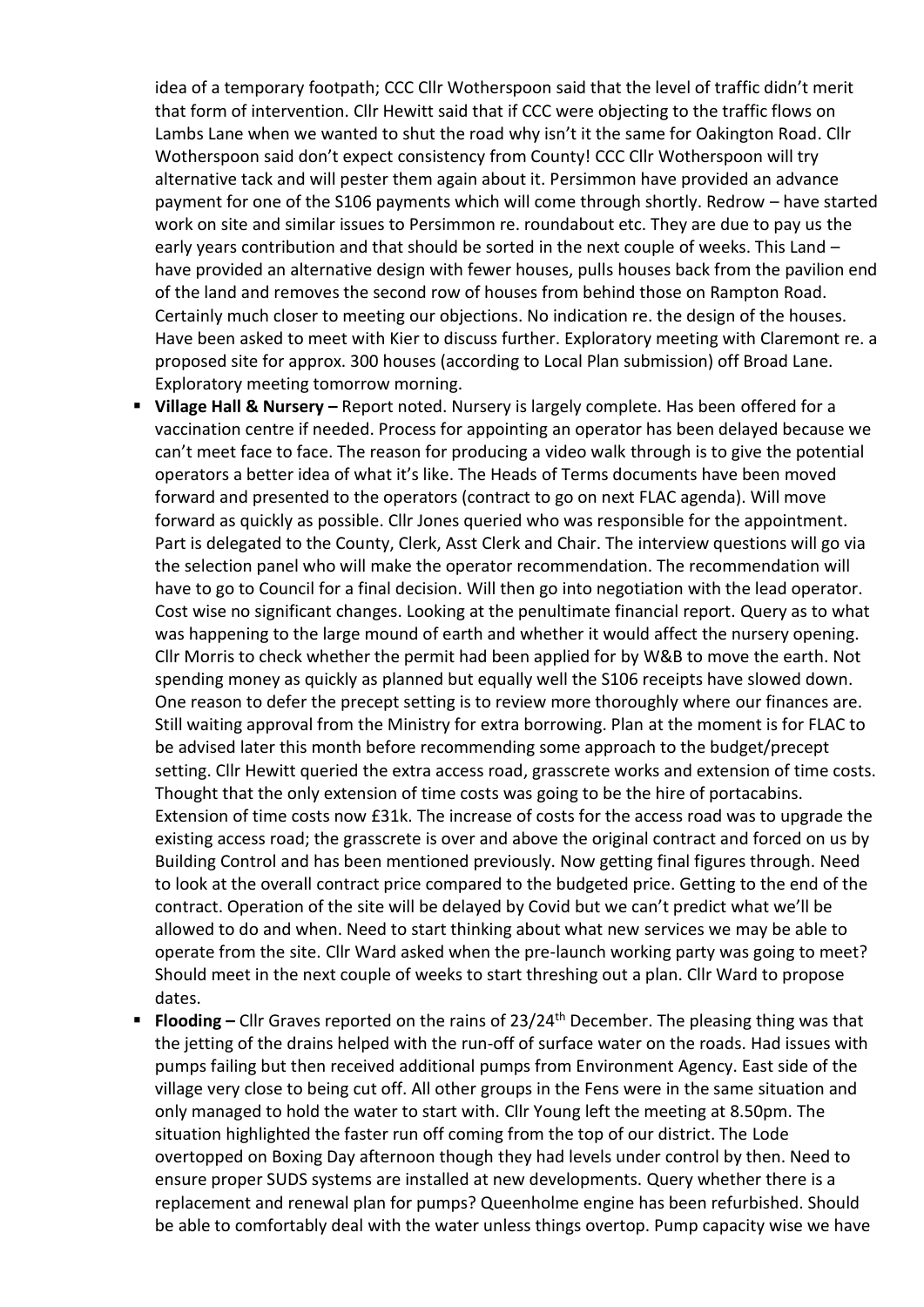idea of a temporary footpath; CCC Cllr Wotherspoon said that the level of traffic didn't merit that form of intervention. Cllr Hewitt said that if CCC were objecting to the traffic flows on Lambs Lane when we wanted to shut the road why isn't it the same for Oakington Road. Cllr Wotherspoon said don't expect consistency from County! CCC Cllr Wotherspoon will try alternative tack and will pester them again about it. Persimmon have provided an advance payment for one of the S106 payments which will come through shortly. Redrow – have started work on site and similar issues to Persimmon re. roundabout etc. They are due to pay us the early years contribution and that should be sorted in the next couple of weeks. This Land – have provided an alternative design with fewer houses, pulls houses back from the pavilion end of the land and removes the second row of houses from behind those on Rampton Road. Certainly much closer to meeting our objections. No indication re. the design of the houses. Have been asked to meet with Kier to discuss further. Exploratory meeting with Claremont re. a proposed site for approx. 300 houses (according to Local Plan submission) off Broad Lane. Exploratory meeting tomorrow morning.

- **Village Hall & Nursery –** Report noted. Nursery is largely complete. Has been offered for a vaccination centre if needed. Process for appointing an operator has been delayed because we can't meet face to face. The reason for producing a video walk through is to give the potential operators a better idea of what it's like. The Heads of Terms documents have been moved forward and presented to the operators (contract to go on next FLAC agenda). Will move forward as quickly as possible. Cllr Jones queried who was responsible for the appointment. Part is delegated to the County, Clerk, Asst Clerk and Chair. The interview questions will go via the selection panel who will make the operator recommendation. The recommendation will have to go to Council for a final decision. Will then go into negotiation with the lead operator. Cost wise no significant changes. Looking at the penultimate financial report. Query as to what was happening to the large mound of earth and whether it would affect the nursery opening. Cllr Morris to check whether the permit had been applied for by W&B to move the earth. Not spending money as quickly as planned but equally well the S106 receipts have slowed down. One reason to defer the precept setting is to review more thoroughly where our finances are. Still waiting approval from the Ministry for extra borrowing. Plan at the moment is for FLAC to be advised later this month before recommending some approach to the budget/precept setting. Cllr Hewitt queried the extra access road, grasscrete works and extension of time costs. Thought that the only extension of time costs was going to be the hire of portacabins. Extension of time costs now £31k. The increase of costs for the access road was to upgrade the existing access road; the grasscrete is over and above the original contract and forced on us by Building Control and has been mentioned previously. Now getting final figures through. Need to look at the overall contract price compared to the budgeted price. Getting to the end of the contract. Operation of the site will be delayed by Covid but we can't predict what we'll be allowed to do and when. Need to start thinking about what new services we may be able to operate from the site. Cllr Ward asked when the pre-launch working party was going to meet? Should meet in the next couple of weeks to start threshing out a plan. Cllr Ward to propose dates.
- **Flooding –** Cllr Graves reported on the rains of 23/24th December. The pleasing thing was that the jetting of the drains helped with the run-off of surface water on the roads. Had issues with pumps failing but then received additional pumps from Environment Agency. East side of the village very close to being cut off. All other groups in the Fens were in the same situation and only managed to hold the water to start with. Cllr Young left the meeting at 8.50pm. The situation highlighted the faster run off coming from the top of our district. The Lode overtopped on Boxing Day afternoon though they had levels under control by then. Need to ensure proper SUDS systems are installed at new developments. Query whether there is a replacement and renewal plan for pumps? Queenholme engine has been refurbished. Should be able to comfortably deal with the water unless things overtop. Pump capacity wise we have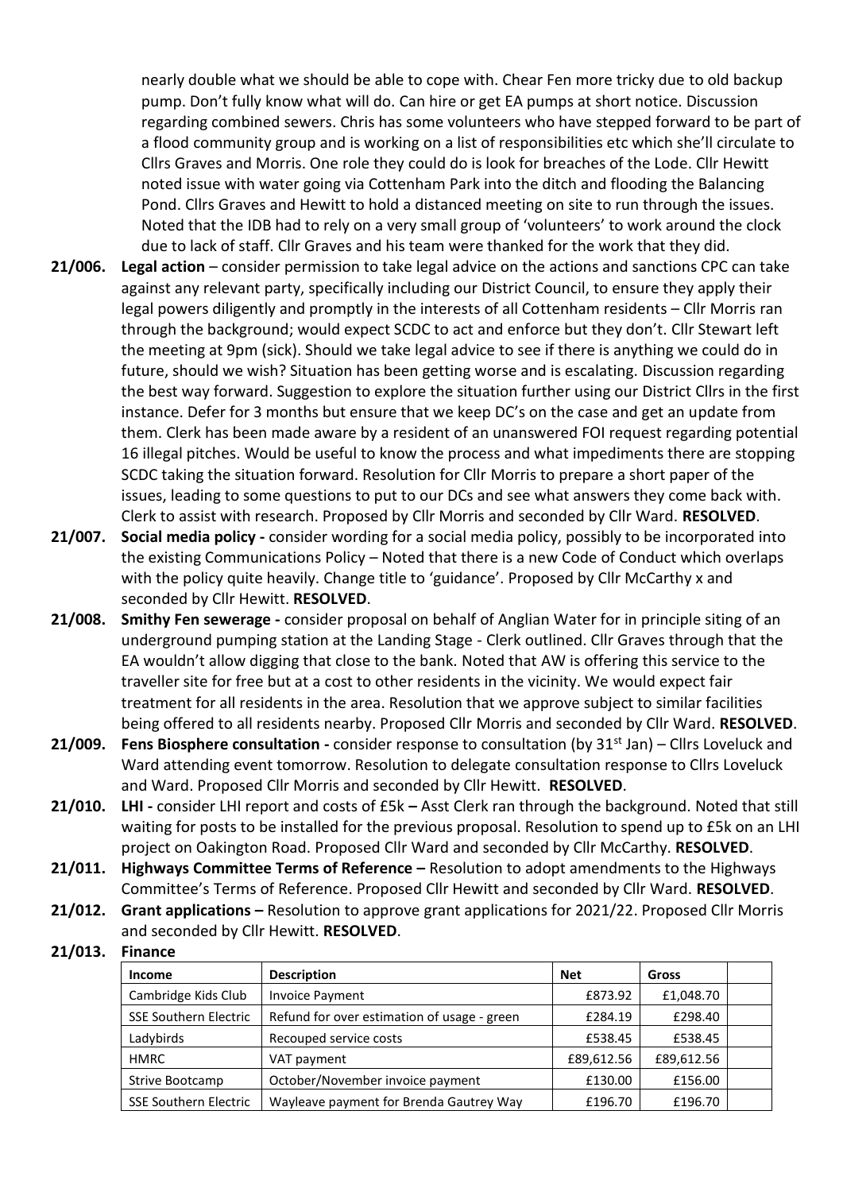nearly double what we should be able to cope with. Chear Fen more tricky due to old backup pump. Don't fully know what will do. Can hire or get EA pumps at short notice. Discussion regarding combined sewers. Chris has some volunteers who have stepped forward to be part of a flood community group and is working on a list of responsibilities etc which she'll circulate to Cllrs Graves and Morris. One role they could do is look for breaches of the Lode. Cllr Hewitt noted issue with water going via Cottenham Park into the ditch and flooding the Balancing Pond. Cllrs Graves and Hewitt to hold a distanced meeting on site to run through the issues. Noted that the IDB had to rely on a very small group of 'volunteers' to work around the clock due to lack of staff. Cllr Graves and his team were thanked for the work that they did.

**21/006. Legal action** – consider permission to take legal advice on the actions and sanctions CPC can take against any relevant party, specifically including our District Council, to ensure they apply their legal powers diligently and promptly in the interests of all Cottenham residents – Cllr Morris ran through the background; would expect SCDC to act and enforce but they don't. Cllr Stewart left the meeting at 9pm (sick). Should we take legal advice to see if there is anything we could do in future, should we wish? Situation has been getting worse and is escalating. Discussion regarding the best way forward. Suggestion to explore the situation further using our District Cllrs in the first instance. Defer for 3 months but ensure that we keep DC's on the case and get an update from them. Clerk has been made aware by a resident of an unanswered FOI request regarding potential 16 illegal pitches. Would be useful to know the process and what impediments there are stopping SCDC taking the situation forward. Resolution for Cllr Morris to prepare a short paper of the issues, leading to some questions to put to our DCs and see what answers they come back with. Clerk to assist with research. Proposed by Cllr Morris and seconded by Cllr Ward. **RESOLVED**.

**21/007. Social media policy -** consider wording for a social media policy, possibly to be incorporated into the existing Communications Policy – Noted that there is a new Code of Conduct which overlaps with the policy quite heavily. Change title to 'guidance'. Proposed by Cllr McCarthy x and seconded by Cllr Hewitt. **RESOLVED**.

**21/008. Smithy Fen sewerage -** consider proposal on behalf of Anglian Water for in principle siting of an underground pumping station at the Landing Stage - Clerk outlined. Cllr Graves through that the EA wouldn't allow digging that close to the bank. Noted that AW is offering this service to the traveller site for free but at a cost to other residents in the vicinity. We would expect fair treatment for all residents in the area. Resolution that we approve subject to similar facilities being offered to all residents nearby. Proposed Cllr Morris and seconded by Cllr Ward. **RESOLVED**.

**21/009. Fens Biosphere consultation -** consider response to consultation (by 31st Jan) – Cllrs Loveluck and Ward attending event tomorrow. Resolution to delegate consultation response to Cllrs Loveluck and Ward. Proposed Cllr Morris and seconded by Cllr Hewitt. **RESOLVED**.

**21/010. LHI -** consider LHI report and costs of £5k **–** Asst Clerk ran through the background. Noted that still waiting for posts to be installed for the previous proposal. Resolution to spend up to £5k on an LHI project on Oakington Road. Proposed Cllr Ward and seconded by Cllr McCarthy. **RESOLVED**.

**21/011. Highways Committee Terms of Reference –** Resolution to adopt amendments to the Highways Committee's Terms of Reference. Proposed Cllr Hewitt and seconded by Cllr Ward. **RESOLVED**.

**21/012. Grant applications –** Resolution to approve grant applications for 2021/22. Proposed Cllr Morris and seconded by Cllr Hewitt. **RESOLVED**.

**21/013. Finance**

| Income | Description | Net | Gross | |
|---|---|---|---|---|
| Cambridge Kids Club | Invoice Payment | £873.92 | £1,048.70 | |
| SSE Southern Electric | Refund for over estimation of usage - green | £284.19 | £298.40 | |
| Ladybirds | Recouped service costs | £538.45 | £538.45 | |
| HMRC | VAT payment | £89,612.56 | £89,612.56 | |
| Strive Bootcamp | October/November invoice payment | £130.00 | £156.00 | |
| SSE Southern Electric | Wayleave payment for Brenda Gautrey Way | £196.70 | £196.70 | |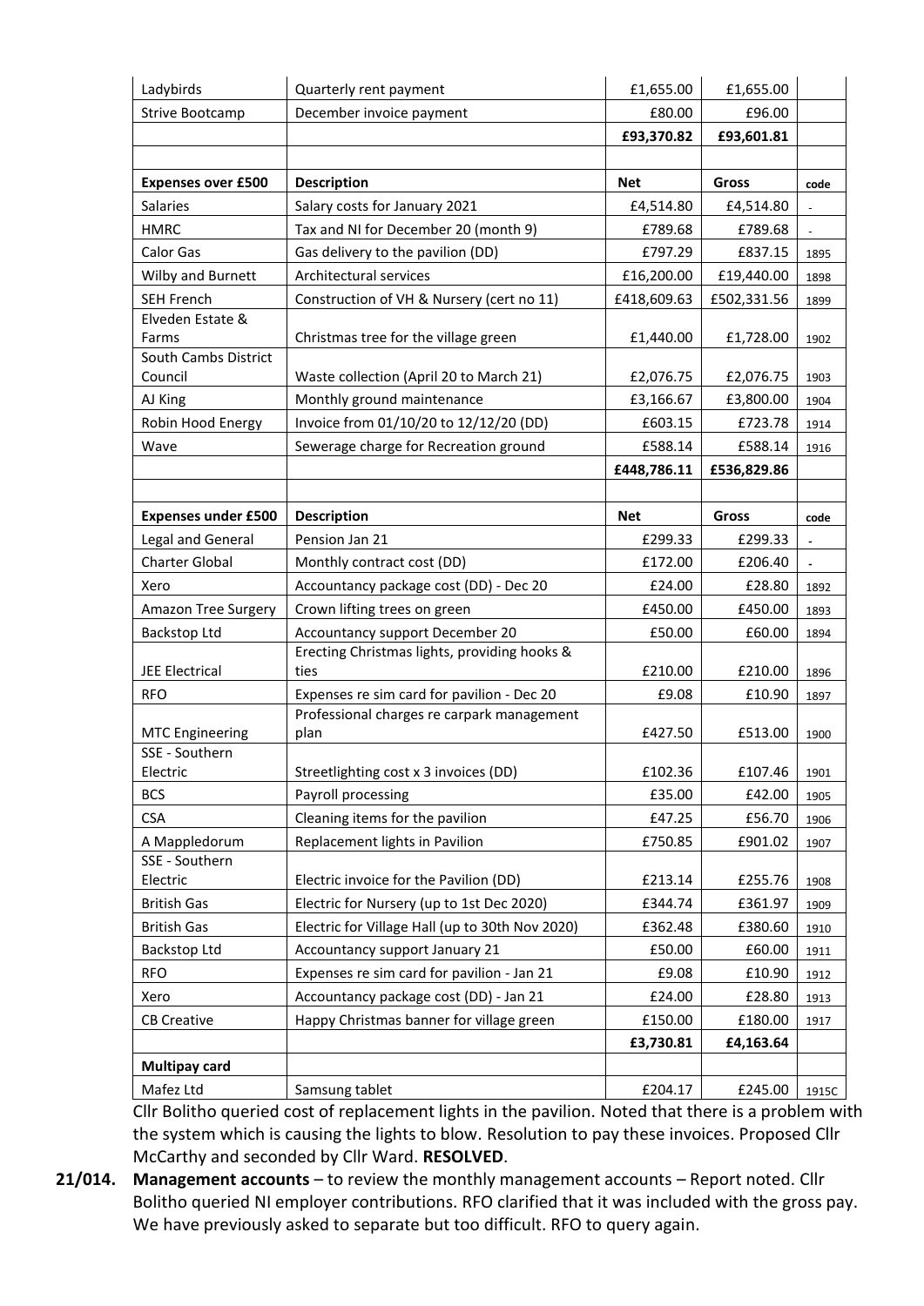| | | | | |
|---|---|---|---|---|
| Ladybirds | Quarterly rent payment | £1,655.00 | £1,655.00 | |
| Strive Bootcamp | December invoice payment | £80.00 | £96.00 | |
| | | **£93,370.82** | **£93,601.81** | |
| | | | | |
| **Expenses over £500** | **Description** | **Net** | **Gross** | **code** |
| Salaries | Salary costs for January 2021 | £4,514.80 | £4,514.80 | - |
| HMRC | Tax and NI for December 20 (month 9) | £789.68 | £789.68 | - |
| Calor Gas | Gas delivery to the pavilion (DD) | £797.29 | £837.15 | 1895 |
| Wilby and Burnett | Architectural services | £16,200.00 | £19,440.00 | 1898 |
| SEH French | Construction of VH & Nursery (cert no 11) | £418,609.63 | £502,331.56 | 1899 |
| Elveden Estate & Farms | Christmas tree for the village green | £1,440.00 | £1,728.00 | 1902 |
| South Cambs District Council | Waste collection (April 20 to March 21) | £2,076.75 | £2,076.75 | 1903 |
| AJ King | Monthly ground maintenance | £3,166.67 | £3,800.00 | 1904 |
| Robin Hood Energy | Invoice from 01/10/20 to 12/12/20 (DD) | £603.15 | £723.78 | 1914 |
| Wave | Sewerage charge for Recreation ground | £588.14 | £588.14 | 1916 |
| | | **£448,786.11** | **£536,829.86** | |
| | | | | |
| **Expenses under £500** | **Description** | **Net** | **Gross** | **code** |
| Legal and General | Pension Jan 21 | £299.33 | £299.33 | - |
| Charter Global | Monthly contract cost (DD) | £172.00 | £206.40 | - |
| Xero | Accountancy package cost (DD) - Dec 20 | £24.00 | £28.80 | 1892 |
| Amazon Tree Surgery | Crown lifting trees on green | £450.00 | £450.00 | 1893 |
| Backstop Ltd | Accountancy support December 20 | £50.00 | £60.00 | 1894 |
| JEE Electrical | Erecting Christmas lights, providing hooks & ties | £210.00 | £210.00 | 1896 |
| RFO | Expenses re sim card for pavilion - Dec 20 | £9.08 | £10.90 | 1897 |
| MTC Engineering | Professional charges re carpark management plan | £427.50 | £513.00 | 1900 |
| SSE - Southern Electric | Streetlighting cost x 3 invoices (DD) | £102.36 | £107.46 | 1901 |
| BCS | Payroll processing | £35.00 | £42.00 | 1905 |
| CSA | Cleaning items for the pavilion | £47.25 | £56.70 | 1906 |
| A Mappledorum | Replacement lights in Pavilion | £750.85 | £901.02 | 1907 |
| SSE - Southern Electric | Electric invoice for the Pavilion (DD) | £213.14 | £255.76 | 1908 |
| British Gas | Electric for Nursery (up to 1st Dec 2020) | £344.74 | £361.97 | 1909 |
| British Gas | Electric for Village Hall (up to 30th Nov 2020) | £362.48 | £380.60 | 1910 |
| Backstop Ltd | Accountancy support January 21 | £50.00 | £60.00 | 1911 |
| RFO | Expenses re sim card for pavilion - Jan 21 | £9.08 | £10.90 | 1912 |
| Xero | Accountancy package cost (DD) - Jan 21 | £24.00 | £28.80 | 1913 |
| CB Creative | Happy Christmas banner for village green | £150.00 | £180.00 | 1917 |
| | | **£3,730.81** | **£4,163.64** | |
| **Multipay card** | | | | |
| Mafez Ltd | Samsung tablet | £204.17 | £245.00 | 1915C |

Cllr Bolitho queried cost of replacement lights in the pavilion. Noted that there is a problem with the system which is causing the lights to blow. Resolution to pay these invoices. Proposed Cllr McCarthy and seconded by Cllr Ward. **RESOLVED**.

**21/014. Management accounts** – to review the monthly management accounts – Report noted. Cllr Bolitho queried NI employer contributions. RFO clarified that it was included with the gross pay. We have previously asked to separate but too difficult. RFO to query again.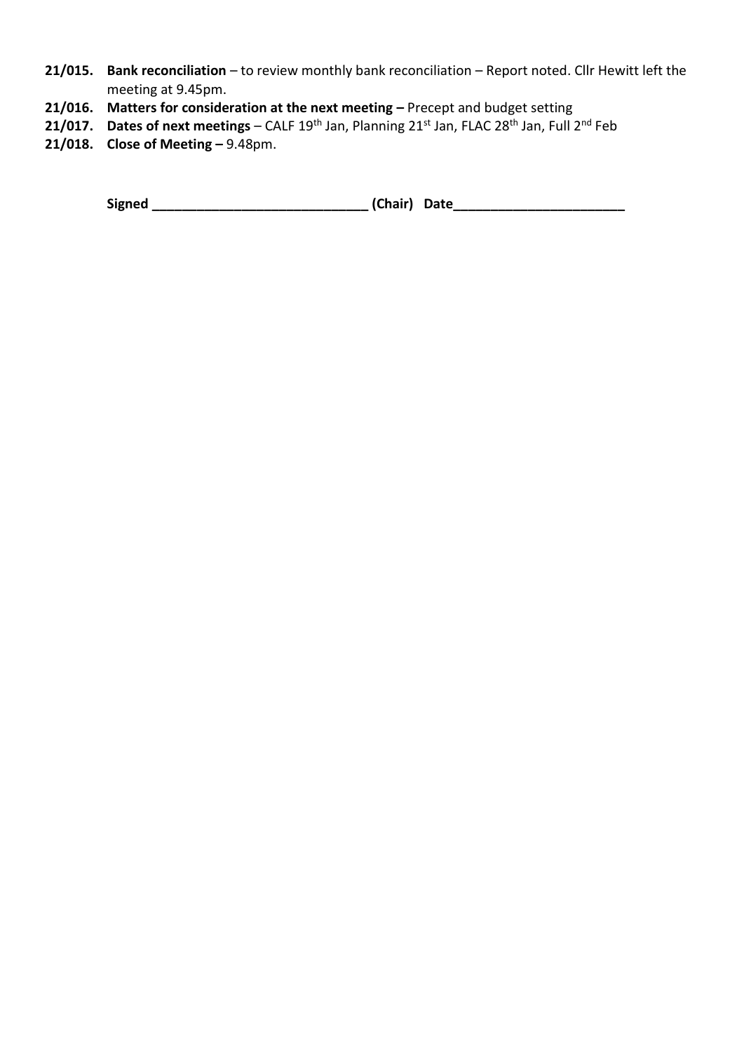**21/015. Bank reconciliation** – to review monthly bank reconciliation – Report noted. Cllr Hewitt left the meeting at 9.45pm.

**21/016. Matters for consideration at the next meeting –** Precept and budget setting

**21/017. Dates of next meetings** – CALF 19th Jan, Planning 21st Jan, FLAC 28th Jan, Full 2nd Feb

**21/018. Close of Meeting –** 9.48pm.

**Signed _____________________________ (Chair) Date_______________________**